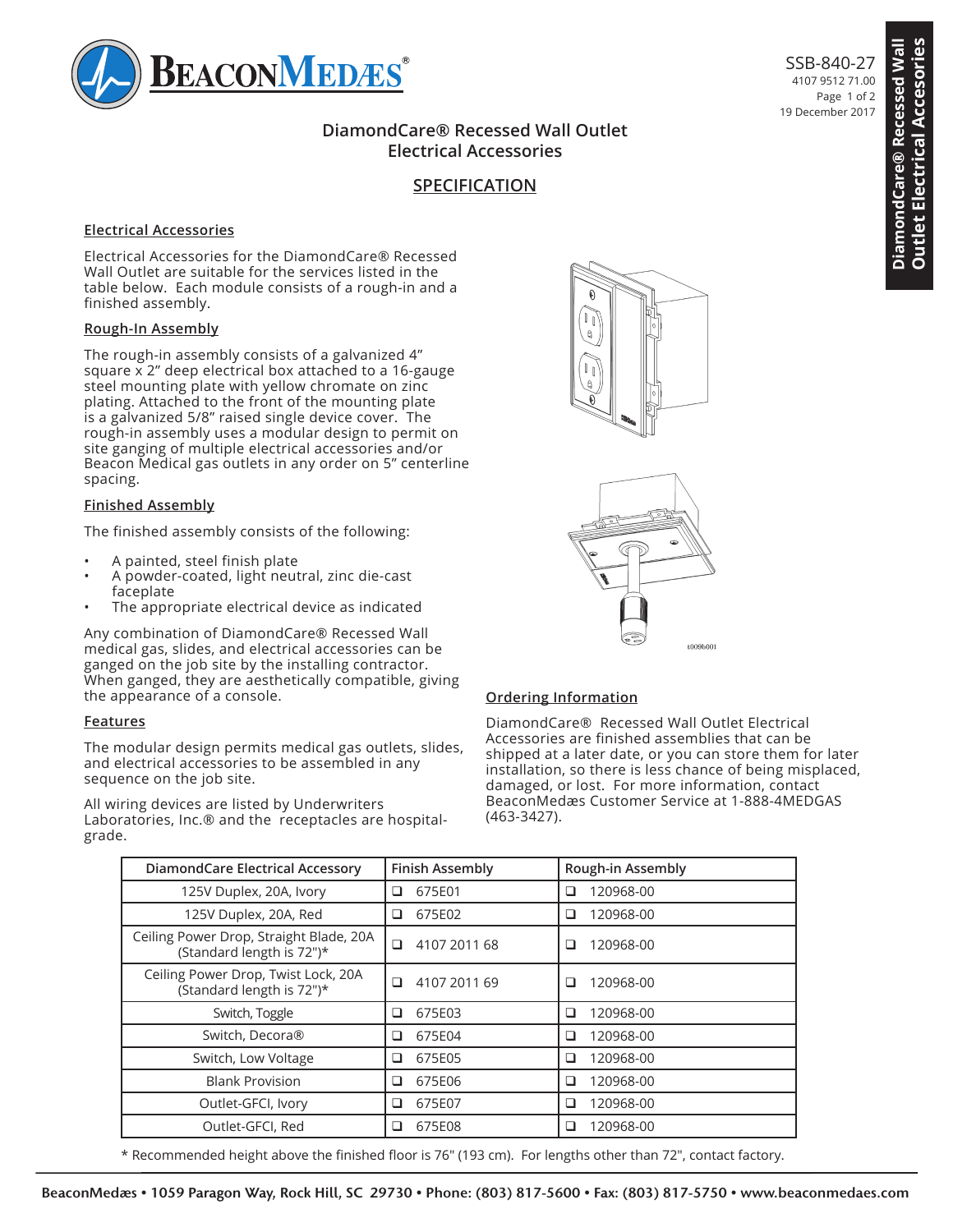SSB-840-27
4107 9512 71.00
19 December 2017

# DiamondCare® Recessed Wall Outlet Electrical Accessories

## SPECIFICATION

### Electrical Accessories

Electrical Accessories for the DiamondCare® Recessed Wall Outlet are suitable for the services listed in the table below. Each module consists of a rough-in and a finished assembly.

### Rough-In Assembly

The rough-in assembly consists of a galvanized 4" square x 2" deep electrical box attached to a 16-gauge steel mounting plate with yellow chromate on zinc plating. Attached to the front of the mounting plate is a galvanized 5/8" raised single device cover. The rough-in assembly uses a modular design to permit on site ganging of multiple electrical accessories and/or Beacon Medical gas outlets in any order on 5" centerline spacing.

### Finished Assembly

The finished assembly consists of the following:

- A painted, steel finish plate
- A powder-coated, light neutral, zinc die-cast faceplate
- The appropriate electrical device as indicated

Any combination of DiamondCare® Recessed Wall medical gas, slides, and electrical accessories can be ganged on the job site by the installing contractor. When ganged, they are aesthetically compatible, giving the appearance of a console.

### Features

The modular design permits medical gas outlets, slides, and electrical accessories to be assembled in any sequence on the job site.

All wiring devices are listed by Underwriters Laboratories, Inc.® and the receptacles are hospital-grade.

### Ordering Information

DiamondCare® Recessed Wall Outlet Electrical Accessories are finished assemblies that can be shipped at a later date, or you can store them for later installation, so there is less chance of being misplaced, damaged, or lost. For more information, contact BeaconMedæs Customer Service at 1-888-4MEDGAS (463-3427).

| DiamondCare Electrical Accessory | Finish Assembly | Rough-in Assembly |
|---|---|---|
| 125V Duplex, 20A, Ivory | ❑ 675E01 | ❑ 120968-00 |
| 125V Duplex, 20A, Red | ❑ 675E02 | ❑ 120968-00 |
| Ceiling Power Drop, Straight Blade, 20A (Standard length is 72")* | ❑ 4107 2011 68 | ❑ 120968-00 |
| Ceiling Power Drop, Twist Lock, 20A (Standard length is 72")* | ❑ 4107 2011 69 | ❑ 120968-00 |
| Switch, Toggle | ❑ 675E03 | ❑ 120968-00 |
| Switch, Decora® | ❑ 675E04 | ❑ 120968-00 |
| Switch, Low Voltage | ❑ 675E05 | ❑ 120968-00 |
| Blank Provision | ❑ 675E06 | ❑ 120968-00 |
| Outlet-GFCI, Ivory | ❑ 675E07 | ❑ 120968-00 |
| Outlet-GFCI, Red | ❑ 675E08 | ❑ 120968-00 |

* Recommended height above the finished floor is 76" (193 cm). For lengths other than 72", contact factory.

BeaconMedæs • 1059 Paragon Way, Rock Hill, SC 29730 • Phone: (803) 817-5600 • Fax: (803) 817-5750 • www.beaconmedaes.com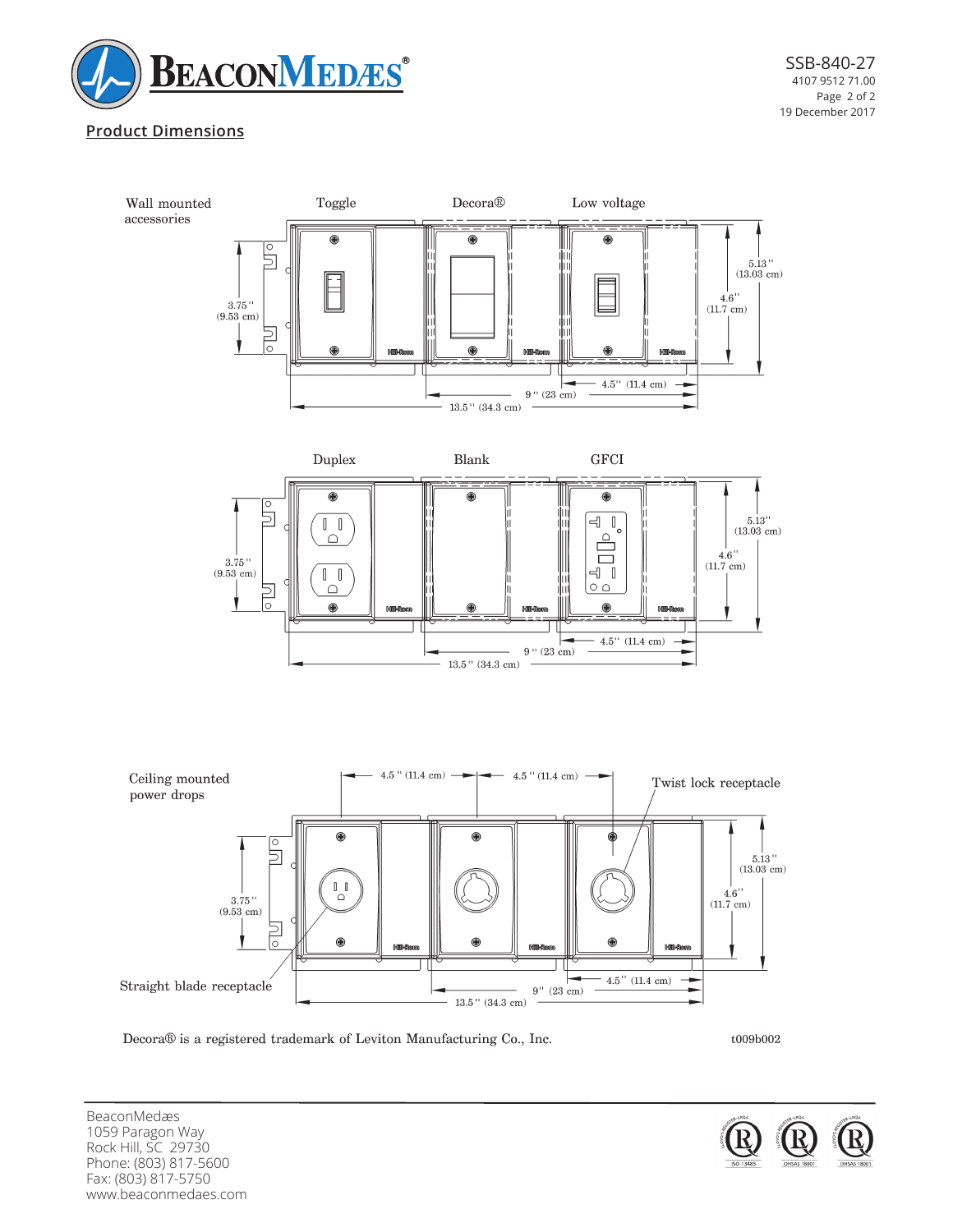## Product Dimensions

Wall mounted accessories

Toggle

Decora®

Low voltage

5.13" (13.03 cm)

4.6" (11.7 cm)

3.75" (9.53 cm)

4.5" (11.4 cm)

9" (23 cm)

13.5" (34.3 cm)

Duplex

Blank

GFCI

5.13" (13.03 cm)

4.6" (11.7 cm)

3.75" (9.53 cm)

4.5" (11.4 cm)

9" (23 cm)

13.5" (34.3 cm)

Ceiling mounted power drops

4.5" (11.4 cm)

4.5" (11.4 cm)

Twist lock receptacle

5.13" (13.03 cm)

4.6" (11.7 cm)

3.75" (9.53 cm)

Straight blade receptacle

4.5" (11.4 cm)

9" (23 cm)

13.5" (34.3 cm)

Decora® is a registered trademark of Leviton Manufacturing Co., Inc.

t009b002

BeaconMedæs
1059 Paragon Way
Rock Hill, SC 29730
Phone: (803) 817-5600
Fax: (803) 817-5750
www.beaconmedaes.com